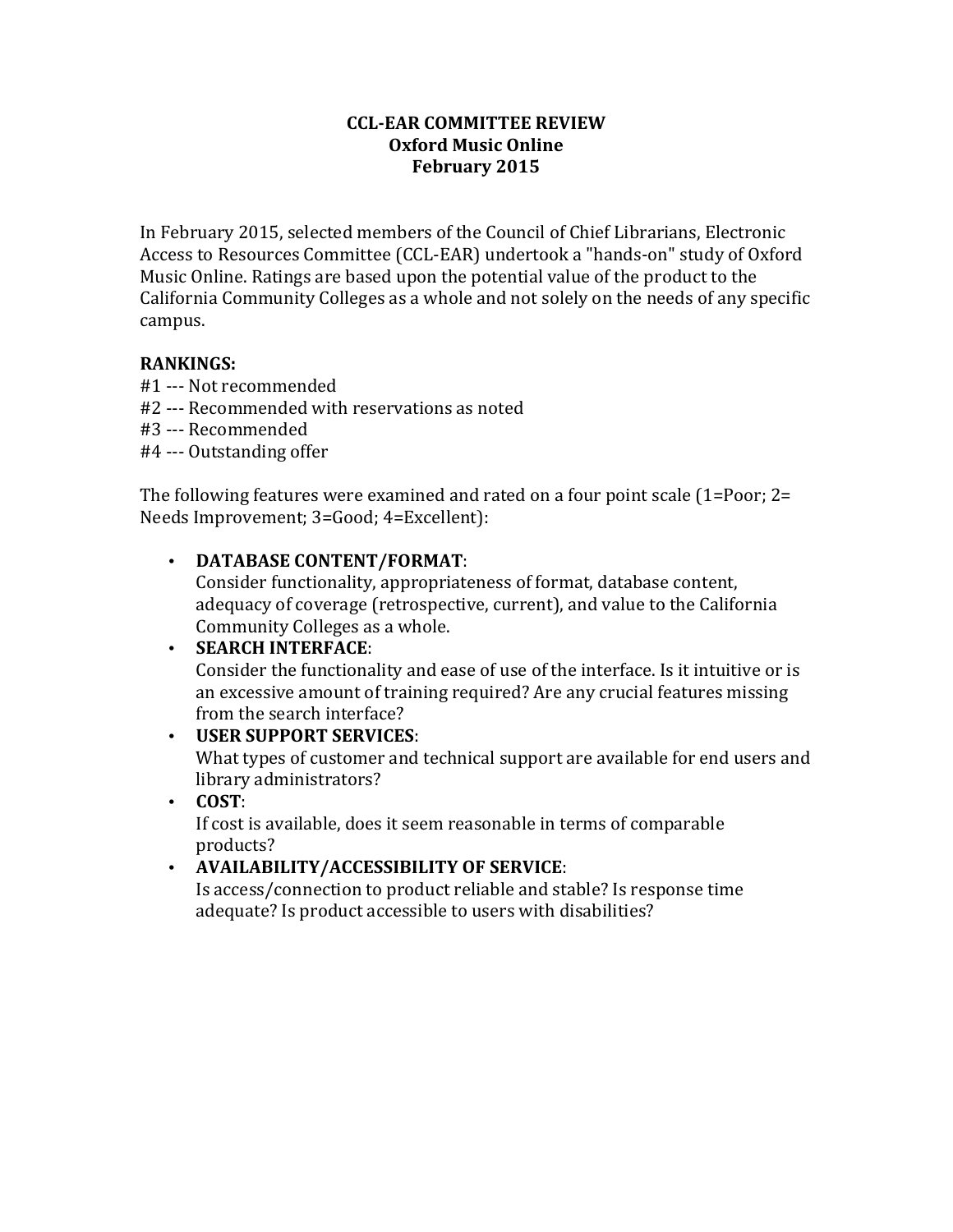# CCL-EAR COMMITTEE REVIEW
## Oxford Music Online
## February 2015

In February 2015, selected members of the Council of Chief Librarians, Electronic Access to Resources Committee (CCL-EAR) undertook a "hands-on" study of Oxford Music Online. Ratings are based upon the potential value of the product to the California Community Colleges as a whole and not solely on the needs of any specific campus.

**RANKINGS:**

#1 --- Not recommended
#2 --- Recommended with reservations as noted
#3 --- Recommended
#4 --- Outstanding offer

The following features were examined and rated on a four point scale (1=Poor; 2= Needs Improvement; 3=Good; 4=Excellent):

- **DATABASE CONTENT/FORMAT**:
  Consider functionality, appropriateness of format, database content, adequacy of coverage (retrospective, current), and value to the California Community Colleges as a whole.
- **SEARCH INTERFACE**:
  Consider the functionality and ease of use of the interface. Is it intuitive or is an excessive amount of training required? Are any crucial features missing from the search interface?
- **USER SUPPORT SERVICES**:
  What types of customer and technical support are available for end users and library administrators?
- **COST**:
  If cost is available, does it seem reasonable in terms of comparable products?
- **AVAILABILITY/ACCESSIBILITY OF SERVICE**:
  Is access/connection to product reliable and stable? Is response time adequate? Is product accessible to users with disabilities?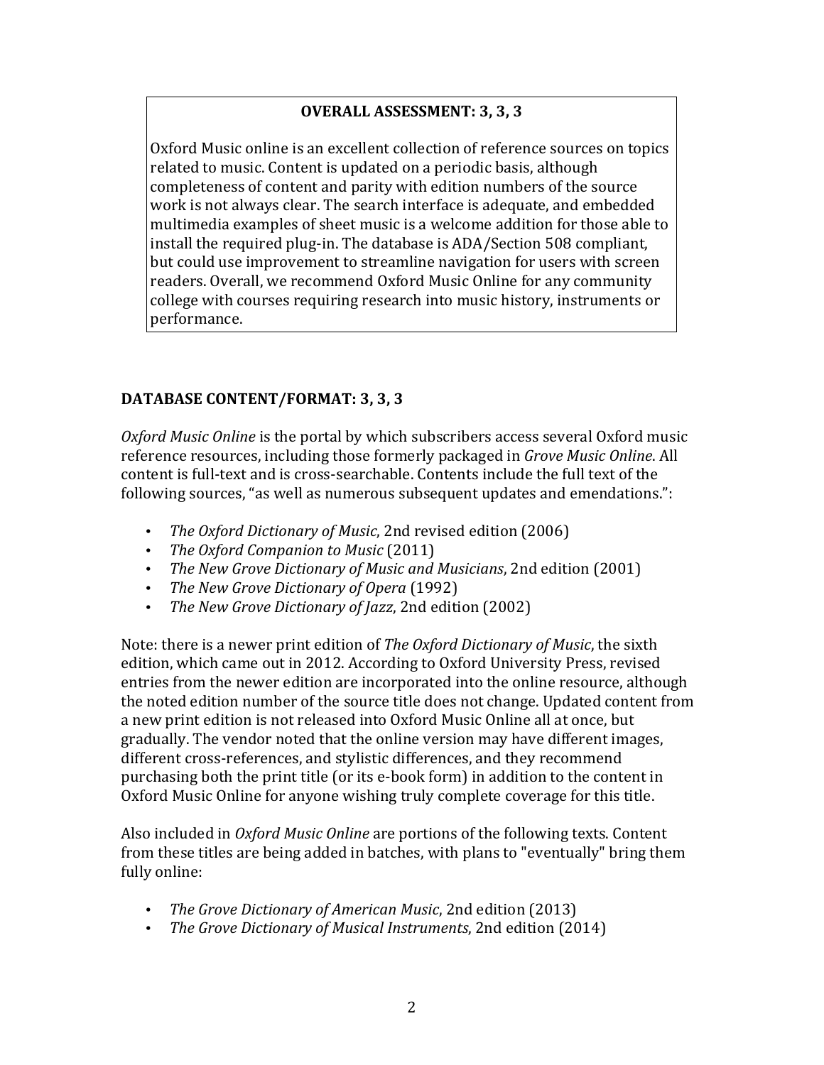**OVERALL ASSESSMENT: 3, 3, 3**

Oxford Music online is an excellent collection of reference sources on topics related to music. Content is updated on a periodic basis, although completeness of content and parity with edition numbers of the source work is not always clear. The search interface is adequate, and embedded multimedia examples of sheet music is a welcome addition for those able to install the required plug-in. The database is ADA/Section 508 compliant, but could use improvement to streamline navigation for users with screen readers. Overall, we recommend Oxford Music Online for any community college with courses requiring research into music history, instruments or performance.

## DATABASE CONTENT/FORMAT: 3, 3, 3

*Oxford Music Online* is the portal by which subscribers access several Oxford music reference resources, including those formerly packaged in *Grove Music Online*. All content is full-text and is cross-searchable. Contents include the full text of the following sources, "as well as numerous subsequent updates and emendations.":

- *The Oxford Dictionary of Music*, 2nd revised edition (2006)
- *The Oxford Companion to Music* (2011)
- *The New Grove Dictionary of Music and Musicians*, 2nd edition (2001)
- *The New Grove Dictionary of Opera* (1992)
- *The New Grove Dictionary of Jazz*, 2nd edition (2002)

Note: there is a newer print edition of *The Oxford Dictionary of Music*, the sixth edition, which came out in 2012. According to Oxford University Press, revised entries from the newer edition are incorporated into the online resource, although the noted edition number of the source title does not change. Updated content from a new print edition is not released into Oxford Music Online all at once, but gradually. The vendor noted that the online version may have different images, different cross-references, and stylistic differences, and they recommend purchasing both the print title (or its e-book form) in addition to the content in Oxford Music Online for anyone wishing truly complete coverage for this title.

Also included in *Oxford Music Online* are portions of the following texts. Content from these titles are being added in batches, with plans to "eventually" bring them fully online:

- *The Grove Dictionary of American Music*, 2nd edition (2013)
- *The Grove Dictionary of Musical Instruments*, 2nd edition (2014)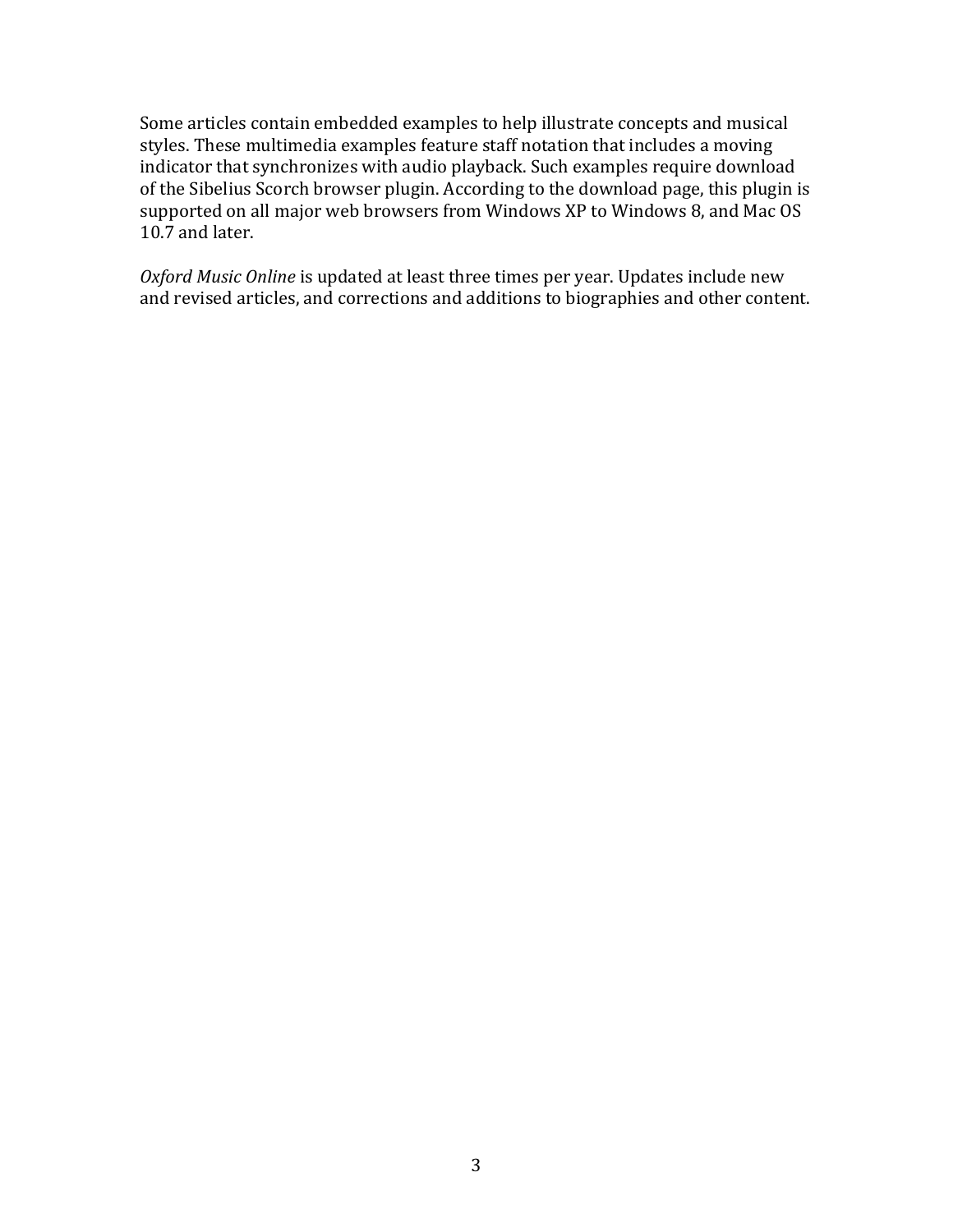Some articles contain embedded examples to help illustrate concepts and musical styles. These multimedia examples feature staff notation that includes a moving indicator that synchronizes with audio playback. Such examples require download of the Sibelius Scorch browser plugin. According to the download page, this plugin is supported on all major web browsers from Windows XP to Windows 8, and Mac OS 10.7 and later.

*Oxford Music Online* is updated at least three times per year. Updates include new and revised articles, and corrections and additions to biographies and other content.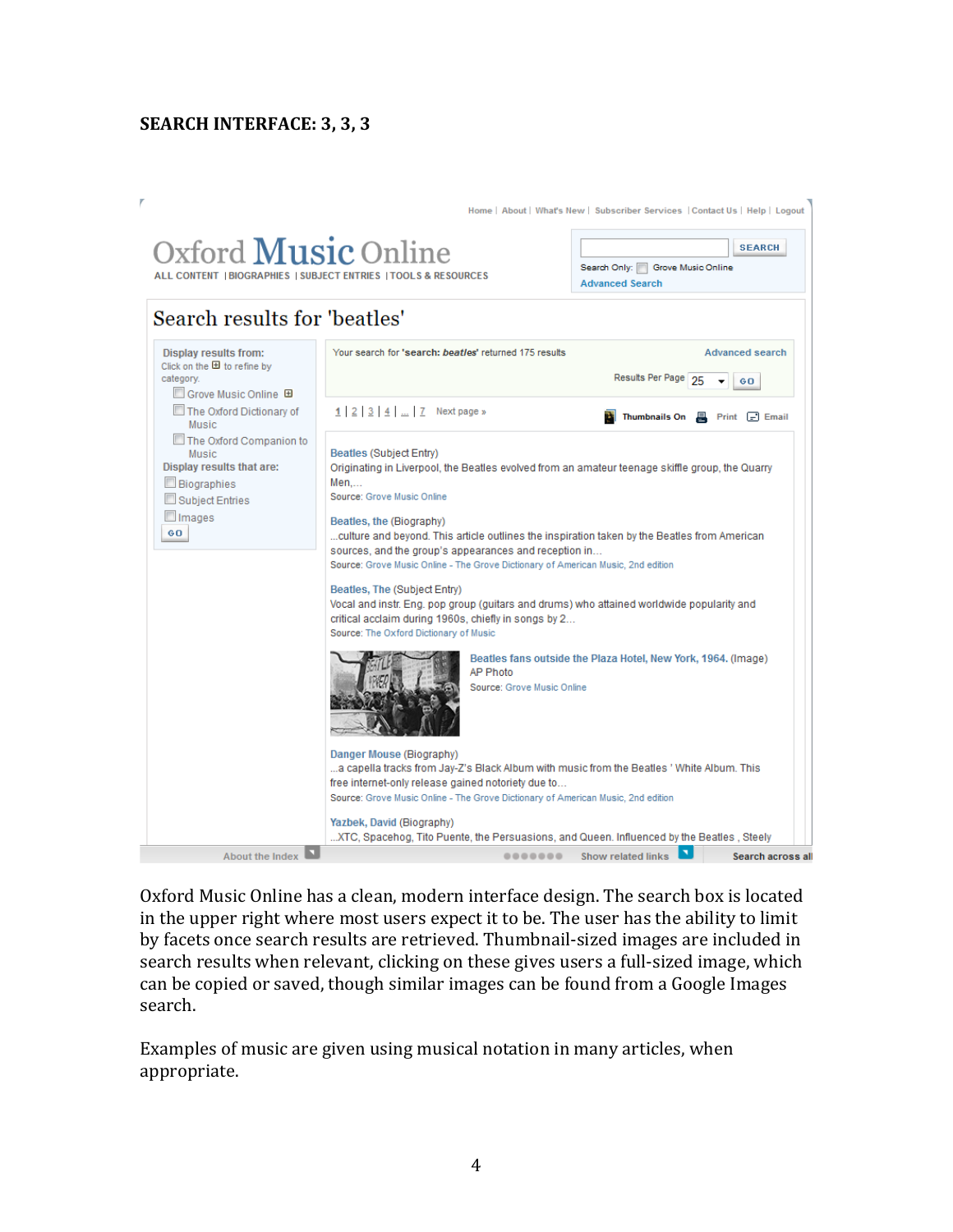**SEARCH INTERFACE: 3, 3, 3**

Oxford Music Online has a clean, modern interface design. The search box is located in the upper right where most users expect it to be. The user has the ability to limit by facets once search results are retrieved. Thumbnail-sized images are included in search results when relevant, clicking on these gives users a full-sized image, which can be copied or saved, though similar images can be found from a Google Images search.

Examples of music are given using musical notation in many articles, when appropriate.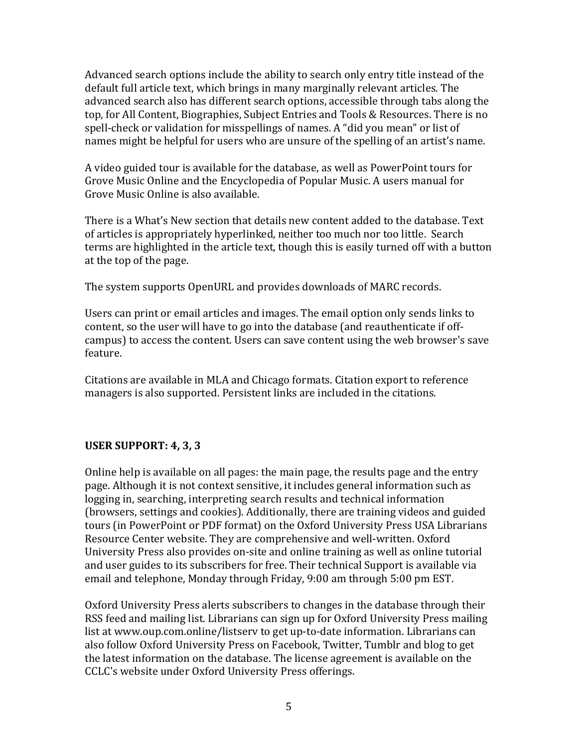Advanced search options include the ability to search only entry title instead of the default full article text, which brings in many marginally relevant articles. The advanced search also has different search options, accessible through tabs along the top, for All Content, Biographies, Subject Entries and Tools & Resources. There is no spell-check or validation for misspellings of names. A "did you mean" or list of names might be helpful for users who are unsure of the spelling of an artist's name.

A video guided tour is available for the database, as well as PowerPoint tours for Grove Music Online and the Encyclopedia of Popular Music. A users manual for Grove Music Online is also available.

There is a What's New section that details new content added to the database. Text of articles is appropriately hyperlinked, neither too much nor too little. Search terms are highlighted in the article text, though this is easily turned off with a button at the top of the page.

The system supports OpenURL and provides downloads of MARC records.

Users can print or email articles and images. The email option only sends links to content, so the user will have to go into the database (and reauthenticate if off-campus) to access the content. Users can save content using the web browser's save feature.

Citations are available in MLA and Chicago formats. Citation export to reference managers is also supported. Persistent links are included in the citations.

**USER SUPPORT: 4, 3, 3**

Online help is available on all pages: the main page, the results page and the entry page. Although it is not context sensitive, it includes general information such as logging in, searching, interpreting search results and technical information (browsers, settings and cookies). Additionally, there are training videos and guided tours (in PowerPoint or PDF format) on the Oxford University Press USA Librarians Resource Center website. They are comprehensive and well-written. Oxford University Press also provides on-site and online training as well as online tutorial and user guides to its subscribers for free. Their technical Support is available via email and telephone, Monday through Friday, 9:00 am through 5:00 pm EST.

Oxford University Press alerts subscribers to changes in the database through their RSS feed and mailing list. Librarians can sign up for Oxford University Press mailing list at www.oup.com.online/listserv to get up-to-date information. Librarians can also follow Oxford University Press on Facebook, Twitter, Tumblr and blog to get the latest information on the database. The license agreement is available on the CCLC's website under Oxford University Press offerings.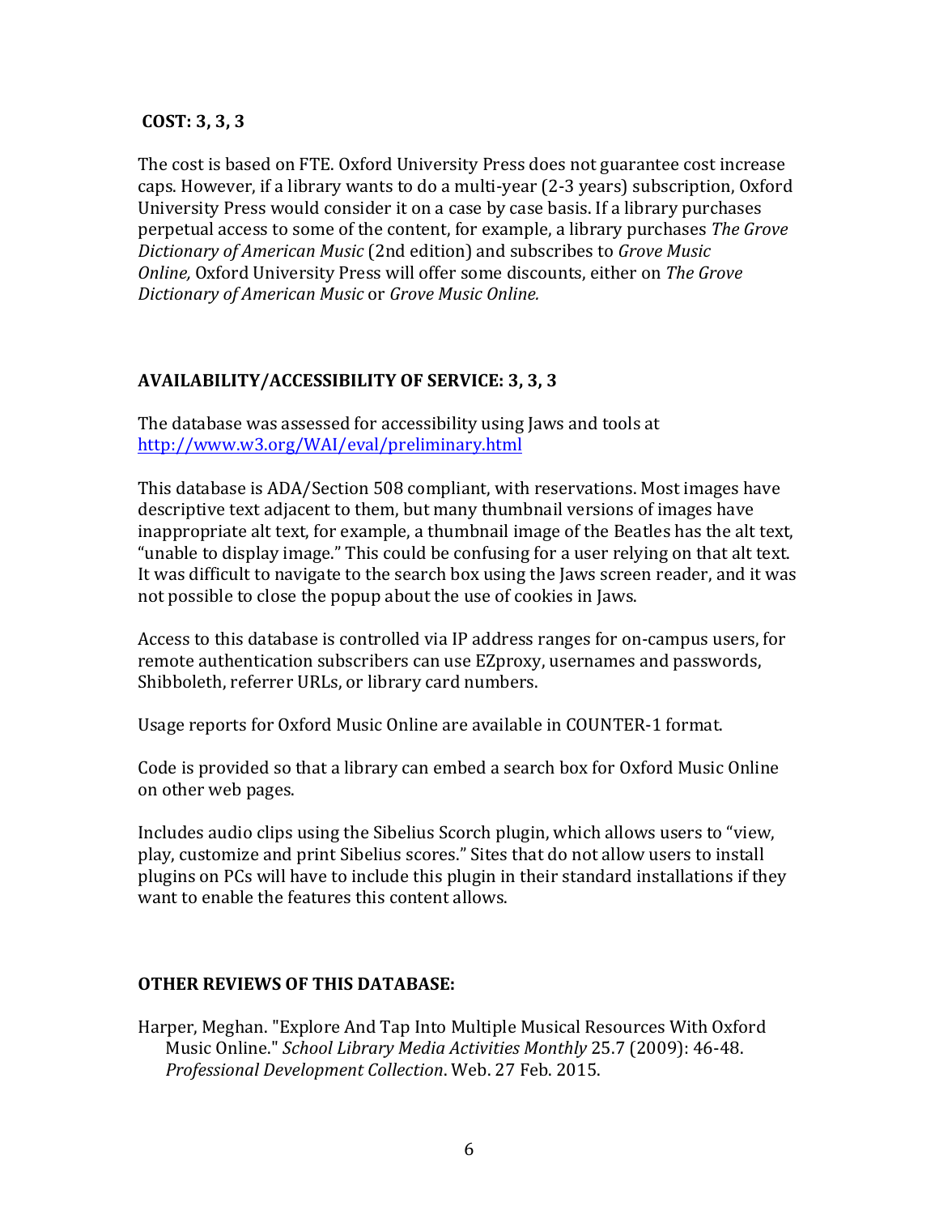**COST: 3, 3, 3**

The cost is based on FTE. Oxford University Press does not guarantee cost increase caps. However, if a library wants to do a multi-year (2-3 years) subscription, Oxford University Press would consider it on a case by case basis. If a library purchases perpetual access to some of the content, for example, a library purchases *The Grove Dictionary of American Music* (2nd edition) and subscribes to *Grove Music Online,* Oxford University Press will offer some discounts, either on *The Grove Dictionary of American Music* or *Grove Music Online.*

**AVAILABILITY/ACCESSIBILITY OF SERVICE: 3, 3, 3**

The database was assessed for accessibility using Jaws and tools at [http://www.w3.org/WAI/eval/preliminary.html](http://www.w3.org/WAI/eval/preliminary.html)

This database is ADA/Section 508 compliant, with reservations. Most images have descriptive text adjacent to them, but many thumbnail versions of images have inappropriate alt text, for example, a thumbnail image of the Beatles has the alt text, "unable to display image." This could be confusing for a user relying on that alt text. It was difficult to navigate to the search box using the Jaws screen reader, and it was not possible to close the popup about the use of cookies in Jaws.

Access to this database is controlled via IP address ranges for on-campus users, for remote authentication subscribers can use EZproxy, usernames and passwords, Shibboleth, referrer URLs, or library card numbers.

Usage reports for Oxford Music Online are available in COUNTER-1 format.

Code is provided so that a library can embed a search box for Oxford Music Online on other web pages.

Includes audio clips using the Sibelius Scorch plugin, which allows users to "view, play, customize and print Sibelius scores." Sites that do not allow users to install plugins on PCs will have to include this plugin in their standard installations if they want to enable the features this content allows.

**OTHER REVIEWS OF THIS DATABASE:**

Harper, Meghan. "Explore And Tap Into Multiple Musical Resources With Oxford Music Online." *School Library Media Activities Monthly* 25.7 (2009): 46-48. *Professional Development Collection*. Web. 27 Feb. 2015.